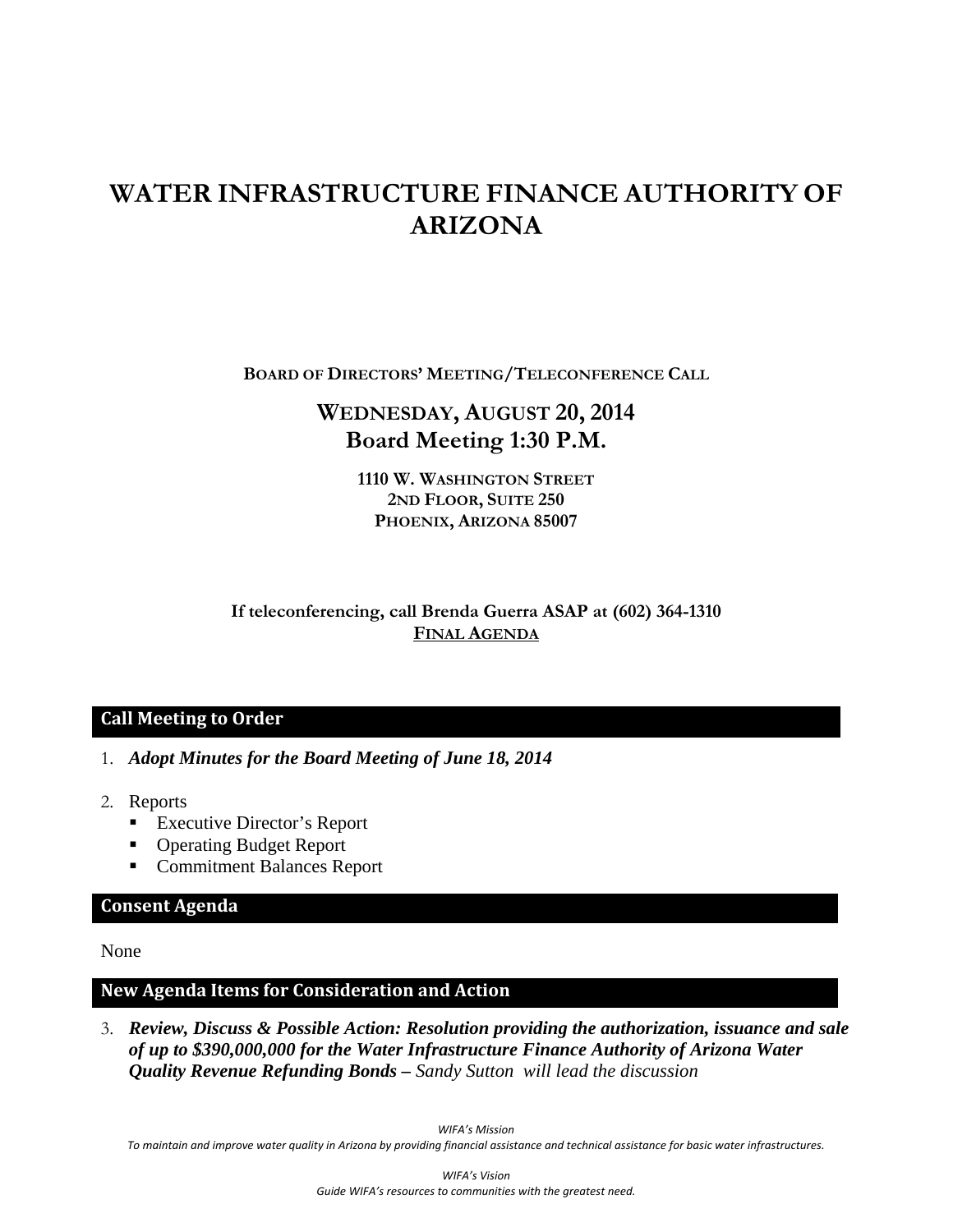# WATER INFRASTRUCTURE FINANCE AUTHORITY OF ARIZONA

BOARD OF DIRECTORS' MEETING/TELECONFERENCE CALL

## WEDNESDAY, AUGUST 20, 2014
## Board Meeting 1:30 P.M.

1110 W. WASHINGTON STREET
2ND FLOOR, SUITE 250
PHOENIX, ARIZONA 85007

**If teleconferencing, call Brenda Guerra ASAP at (602) 364-1310**
**FINAL AGENDA**

### Call Meeting to Order

1. ***Adopt Minutes for the Board Meeting of June 18, 2014***

2. Reports
   - Executive Director's Report
   - Operating Budget Report
   - Commitment Balances Report

### Consent Agenda

None

### New Agenda Items for Consideration and Action

3. ***Review, Discuss & Possible Action: Resolution providing the authorization, issuance and sale of up to $390,000,000 for the Water Infrastructure Finance Authority of Arizona Water Quality Revenue Refunding Bonds –*** *Sandy Sutton will lead the discussion*

*WIFA's Mission*
*To maintain and improve water quality in Arizona by providing financial assistance and technical assistance for basic water infrastructures.*

*WIFA's Vision*
*Guide WIFA's resources to communities with the greatest need.*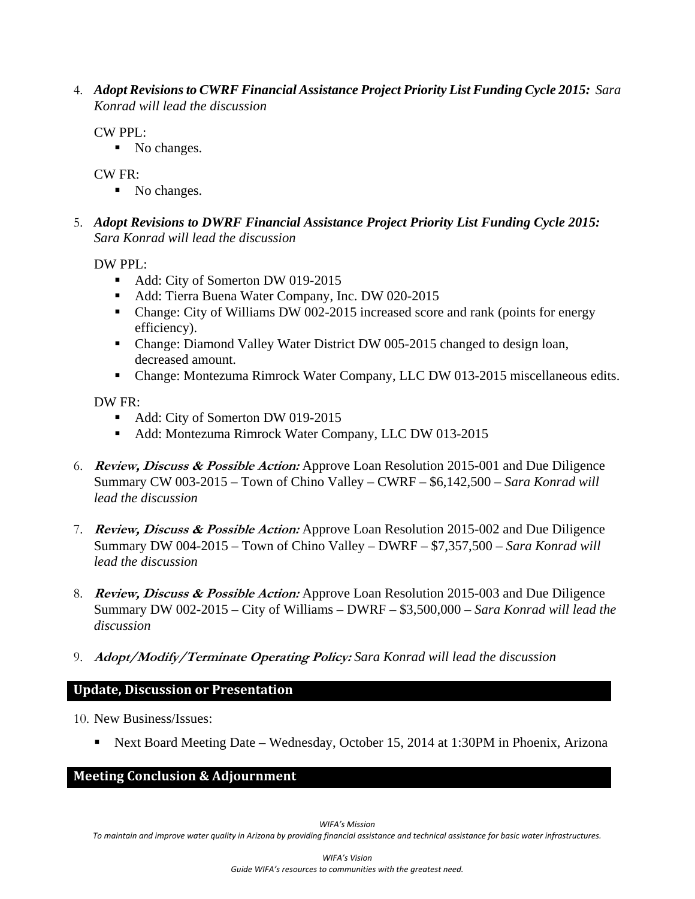4. ***Adopt Revisions to CWRF Financial Assistance Project Priority List Funding Cycle 2015:*** *Sara Konrad will lead the discussion*

   CW PPL:
   - No changes.

   CW FR:
   - No changes.

5. ***Adopt Revisions to DWRF Financial Assistance Project Priority List Funding Cycle 2015:*** *Sara Konrad will lead the discussion*

   DW PPL:
   - Add: City of Somerton DW 019-2015
   - Add: Tierra Buena Water Company, Inc. DW 020-2015
   - Change: City of Williams DW 002-2015 increased score and rank (points for energy efficiency).
   - Change: Diamond Valley Water District DW 005-2015 changed to design loan, decreased amount.
   - Change: Montezuma Rimrock Water Company, LLC DW 013-2015 miscellaneous edits.

   DW FR:
   - Add: City of Somerton DW 019-2015
   - Add: Montezuma Rimrock Water Company, LLC DW 013-2015

6. ***Review, Discuss & Possible Action:*** Approve Loan Resolution 2015-001 and Due Diligence Summary CW 003-2015 – Town of Chino Valley – CWRF – $6,142,500 – *Sara Konrad will lead the discussion*

7. ***Review, Discuss & Possible Action:*** Approve Loan Resolution 2015-002 and Due Diligence Summary DW 004-2015 – Town of Chino Valley – DWRF – $7,357,500 – *Sara Konrad will lead the discussion*

8. ***Review, Discuss & Possible Action:*** Approve Loan Resolution 2015-003 and Due Diligence Summary DW 002-2015 – City of Williams – DWRF – $3,500,000 – *Sara Konrad will lead the discussion*

9. ***Adopt/Modify/Terminate Operating Policy:*** *Sara Konrad will lead the discussion*

## Update, Discussion or Presentation

10. New Business/Issues:

    - Next Board Meeting Date – Wednesday, October 15, 2014 at 1:30PM in Phoenix, Arizona

## Meeting Conclusion & Adjournment

*WIFA's Mission*
*To maintain and improve water quality in Arizona by providing financial assistance and technical assistance for basic water infrastructures.*

*WIFA's Vision*
*Guide WIFA's resources to communities with the greatest need.*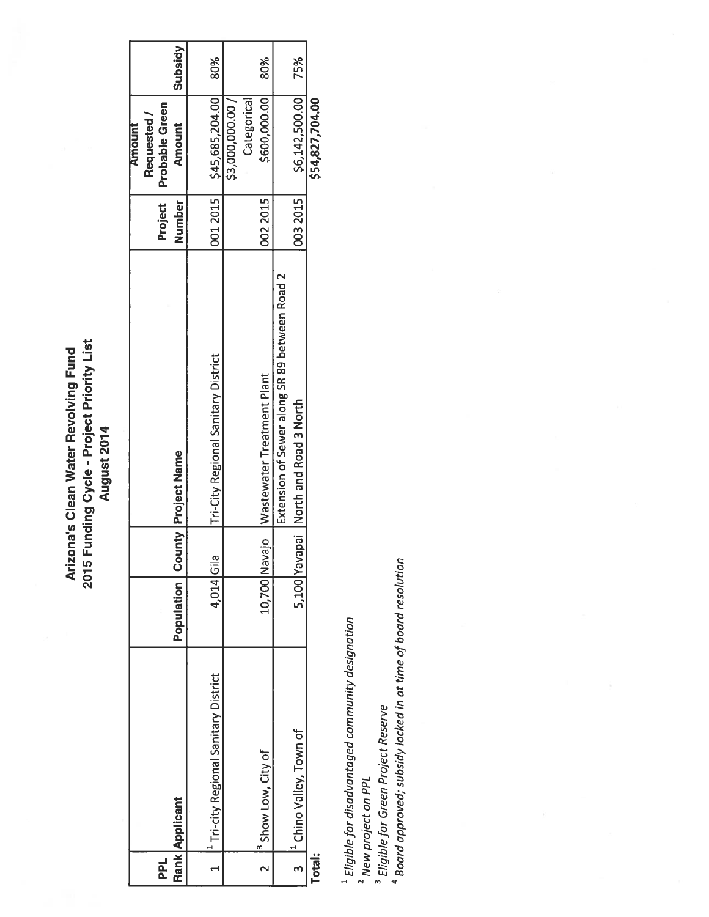# Arizona's Clean Water Revolving Fund
## 2015 Funding Cycle - Project Priority List
### August 2014

| PPL Rank | Applicant | Population | County | Project Name | Project Number | Amount Requested / Probable Green Amount | Subsidy |
|---|---|---|---|---|---|---|---|
| 1 | [1] Tri-city Regional Sanitary District | 4,014 | Gila | Tri-City Regional Sanitary District | 001 2015 | $45,685,204.00 | 80% |
| 2 | [3] Show Low, City of | 10,700 | Navajo | Wastewater Treatment Plant | 002 2015 | $3,000,000.00 / Categorical $600,000.00 | 80% |
| 3 | [1] Chino Valley, Town of | 5,100 | Yavapai | Extension of Sewer along SR 89 between Road 2 North and Road 3 North | 003 2015 | $6,142,500.00 | 75% |
| **Total:** | | | | | | **$54,827,704.00** | |

[1] *Eligible for disadvantaged community designation*

[2] *New project on PPL*

[3] *Eligible for Green Project Reserve*

[4] *Board approved; subsidy locked in at time of board resolution*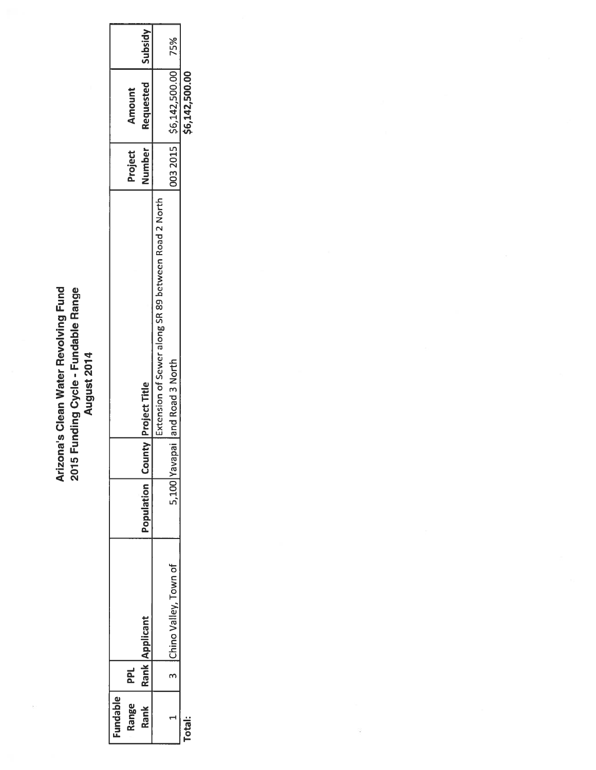# Arizona's Clean Water Revolving Fund
## 2015 Funding Cycle - Fundable Range
### August 2014

| Fundable Range Rank | PPL Rank | Applicant | Population | County | Project Title | Project Number | Amount Requested | Subsidy |
|---|---|---|---|---|---|---|---|---|
| 1 | 3 | Chino Valley, Town of | 5,100 | Yavapai | Extension of Sewer along SR 89 between Road 2 North and Road 3 North | 003 2015 | $6,142,500.00 | 75% |
| **Total:** | | | | | | | **$6,142,500.00** | |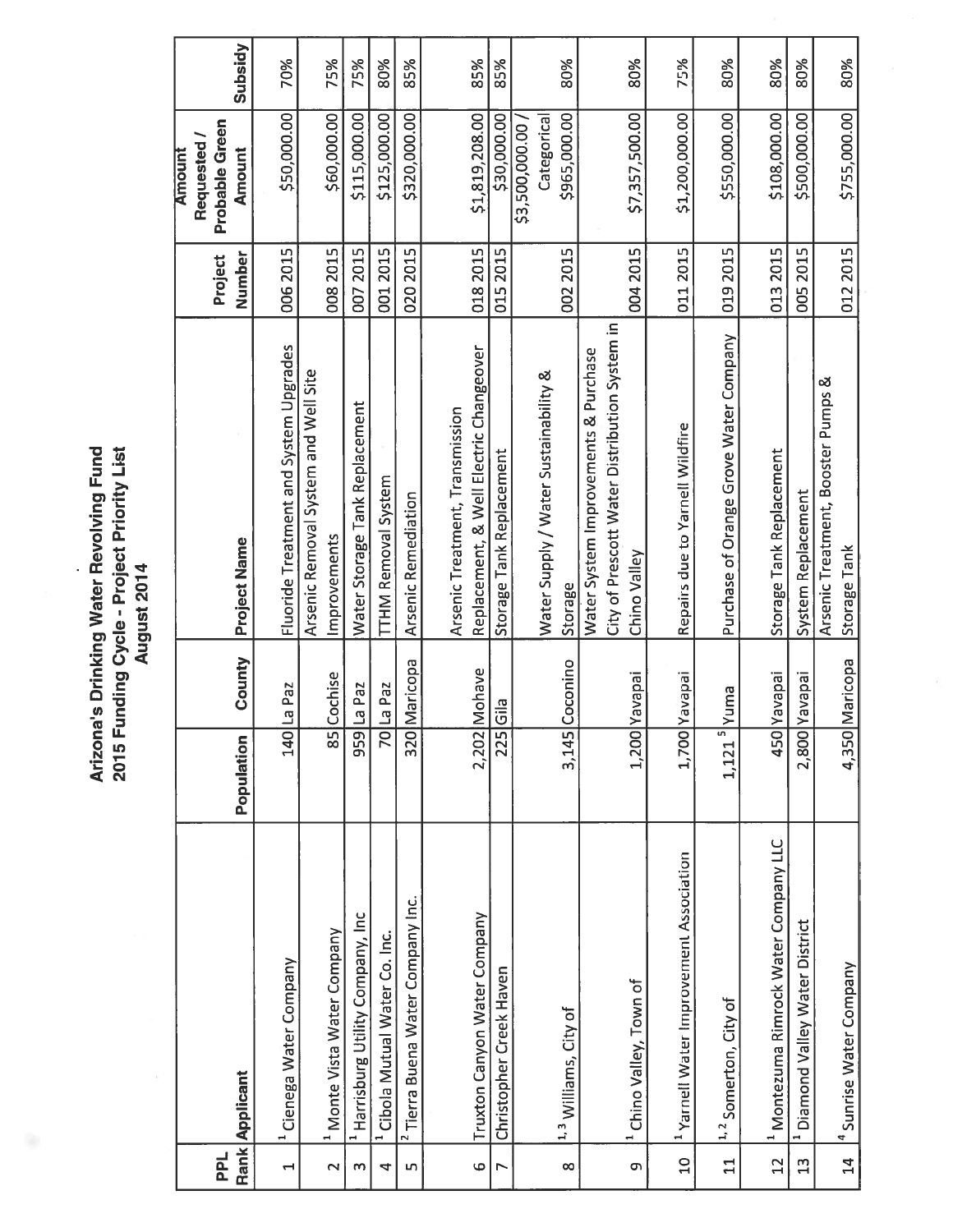# Arizona's Drinking Water Revolving Fund
## 2015 Funding Cycle - Project Priority List
### August 2014

| PPL Rank | Applicant | Population | County | Project Name | Project Number | Amount Requested / Probable Green Amount | Subsidy |
|---|---|---|---|---|---|---|---|
| 1 | [1] Cienega Water Company | 140 | La Paz | Fluoride Treatment and System Upgrades | 006 2015 | $50,000.00 | 70% |
| 2 | [1] Monte Vista Water Company | 85 | Cochise | Arsenic Removal System and Well Site Improvements | 008 2015 | $60,000.00 | 75% |
| 3 | [1] Harrisburg Utility Company, Inc | 959 | La Paz | Water Storage Tank Replacement | 007 2015 | $115,000.00 | 75% |
| 4 | [1] Cibola Mutual Water Co. Inc. | 70 | La Paz | TTHM Removal System | 001 2015 | $125,000.00 | 80% |
| 5 | [2] Tierra Buena Water Company Inc. | 320 | Maricopa | Arsenic Remediation | 020 2015 | $320,000.00 | 85% |
| 6 | Truxton Canyon Water Company | 2,202 | Mohave | Arsenic Treatment, Transmission Replacement, & Well Electric Changeover | 018 2015 | $1,819,208.00 | 85% |
| 7 | Christopher Creek Haven | 225 | Gila | Storage Tank Replacement | 015 2015 | $30,000.00 | 85% |
| 8 | [1, 3] Williams, City of | 3,145 | Coconino | Water Supply / Water Sustainability & Storage | 002 2015 | $3,500,000.00 / Categorical $965,000.00 | 80% |
| 9 | [1] Chino Valley, Town of | 1,200 | Yavapai | Water System Improvements & Purchase City of Prescott Water Distribution System in Chino Valley | 004 2015 | $7,357,500.00 | 80% |
| 10 | [1] Yarnell Water Improvement Association | 1,700 | Yavapai | Repairs due to Yarnell Wildfire | 011 2015 | $1,200,000.00 | 75% |
| 11 | [1, 2] Somerton, City of | 1,121 [5] | Yuma | Purchase of Orange Grove Water Company | 019 2015 | $550,000.00 | 80% |
| 12 | [1] Montezuma Rimrock Water Company LLC | 450 | Yavapai | Storage Tank Replacement | 013 2015 | $108,000.00 | 80% |
| 13 | [1] Diamond Valley Water District | 2,800 | Yavapai | System Replacement | 005 2015 | $500,000.00 | 80% |
| 14 | [4] Sunrise Water Company | 4,350 | Maricopa | Arsenic Treatment, Booster Pumps & Storage Tank | 012 2015 | $755,000.00 | 80% |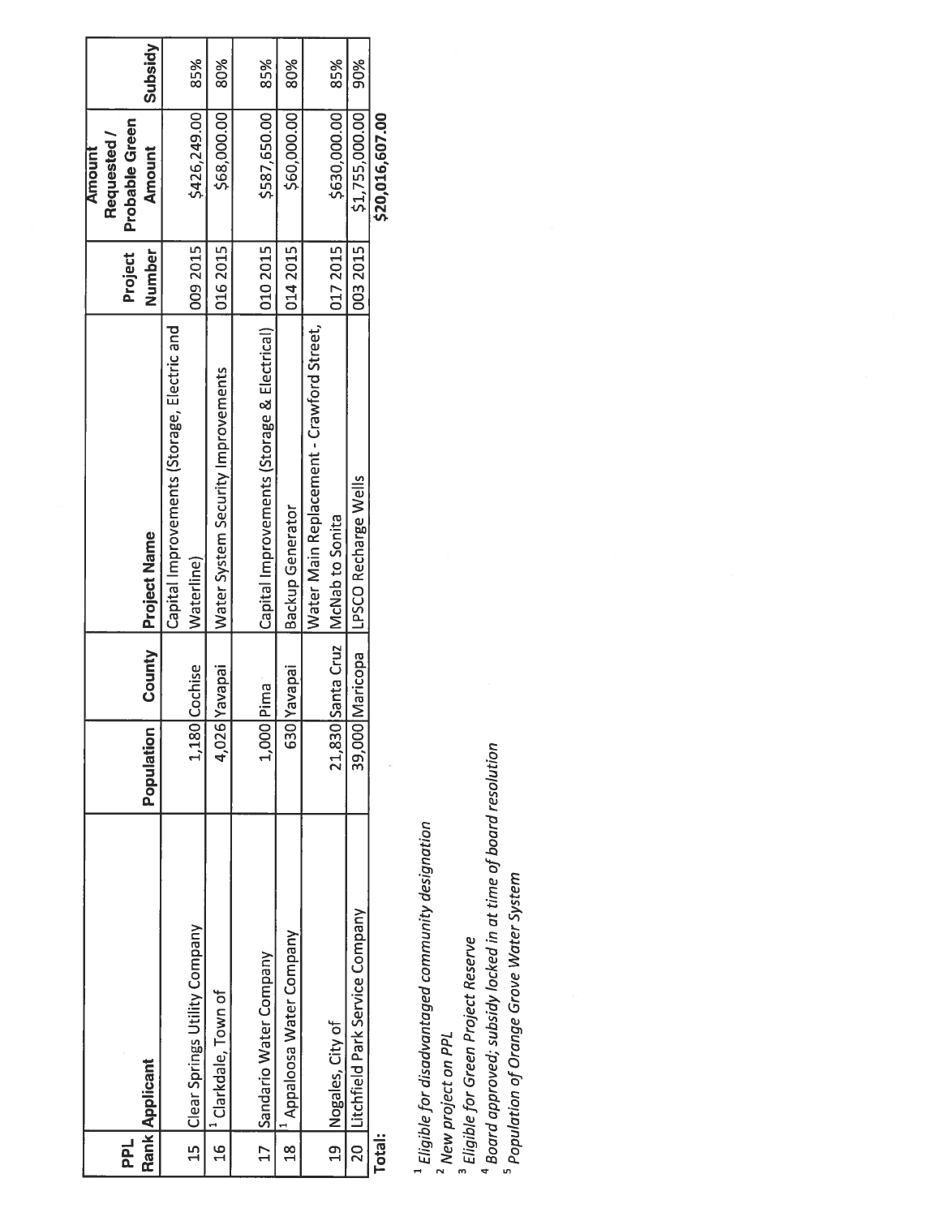| PPL Rank | Applicant | Population | County | Project Name | Project Number | Amount Requested / Probable Green Amount | Subsidy |
|---|---|---|---|---|---|---|---|
| 15 | Clear Springs Utility Company | 1,180 | Cochise | Capital Improvements (Storage, Electric and Waterline) | 009 2015 | $426,249.00 | 85% |
| 16 | [1] Clarkdale, Town of | 4,026 | Yavapai | Water System Security Improvements | 016 2015 | $68,000.00 | 80% |
| 17 | Sandario Water Company | 1,000 | Pima | Capital Improvements (Storage & Electrical) | 010 2015 | $587,650.00 | 85% |
| 18 | [1] Appaloosa Water Company | 630 | Yavapai | Backup Generator | 014 2015 | $60,000.00 | 80% |
| 19 | Nogales, City of | 21,830 | Santa Cruz | Water Main Replacement - Crawford Street, McNab to Sonita | 017 2015 | $630,000.00 | 85% |
| 20 | Litchfield Park Service Company | 39,000 | Maricopa | LPSCO Recharge Wells | 003 2015 | $1,755,000.00 | 90% |
| **Total:** | | | | | | **$20,016,607.00** | |

[1] *Eligible for disadvantaged community designation*
[2] *New project on PPL*
[3] *Eligible for Green Project Reserve*
[4] *Board approved; subsidy locked in at time of board resolution*
[5] *Population of Orange Grove Water System*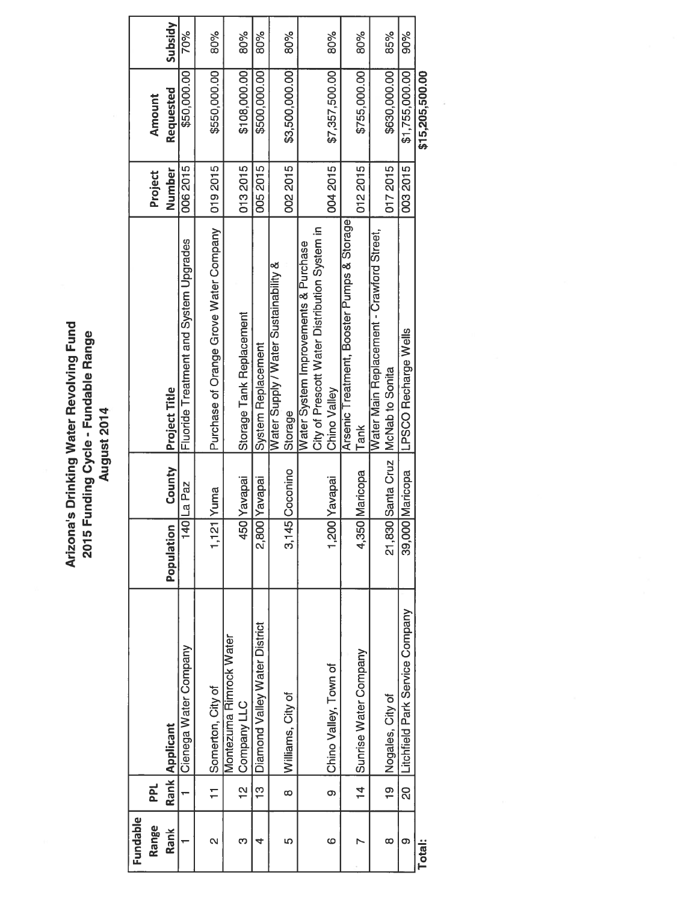# Arizona's Drinking Water Revolving Fund
## 2015 Funding Cycle - Fundable Range
### August 2014

| Fundable Range Rank | PPL Rank | Applicant | Population | County | Project Title | Project Number | Amount Requested | Subsidy |
|---|---|---|---|---|---|---|---|---|
| 1 | 1 | Cienega Water Company | 140 | La Paz | Fluoride Treatment and System Upgrades | 006 2015 | $50,000.00 | 70% |
| 2 | 11 | Somerton, City of | 1,121 | Yuma | Purchase of Orange Grove Water Company | 019 2015 | $550,000.00 | 80% |
| 3 | 12 | Montezuma Rimrock Water Company LLC | 450 | Yavapai | Storage Tank Replacement | 013 2015 | $108,000.00 | 80% |
| 4 | 13 | Diamond Valley Water District | 2,800 | Yavapai | System Replacement | 005 2015 | $500,000.00 | 80% |
| 5 | 8 | Williams, City of | 3,145 | Coconino | Water Supply / Water Sustainability & Storage | 002 2015 | $3,500,000.00 | 80% |
| 6 | 9 | Chino Valley, Town of | 1,200 | Yavapai | Water System Improvements & Purchase City of Prescott Water Distribution System in Chino Valley | 004 2015 | $7,357,500.00 | 80% |
| 7 | 14 | Sunrise Water Company | 4,350 | Maricopa | Arsenic Treatment, Booster Pumps & Storage Tank | 012 2015 | $755,000.00 | 80% |
| 8 | 19 | Nogales, City of | 21,830 | Santa Cruz | Water Main Replacement - Crawford Street, McNab to Sonita | 017 2015 | $630,000.00 | 85% |
| 9 | 20 | Litchfield Park Service Company | 39,000 | Maricopa | LPSCO Recharge Wells | 003 2015 | $1,755,000.00 | 90% |
| **Total:** | | | | | | | **$15,205,500.00** | |